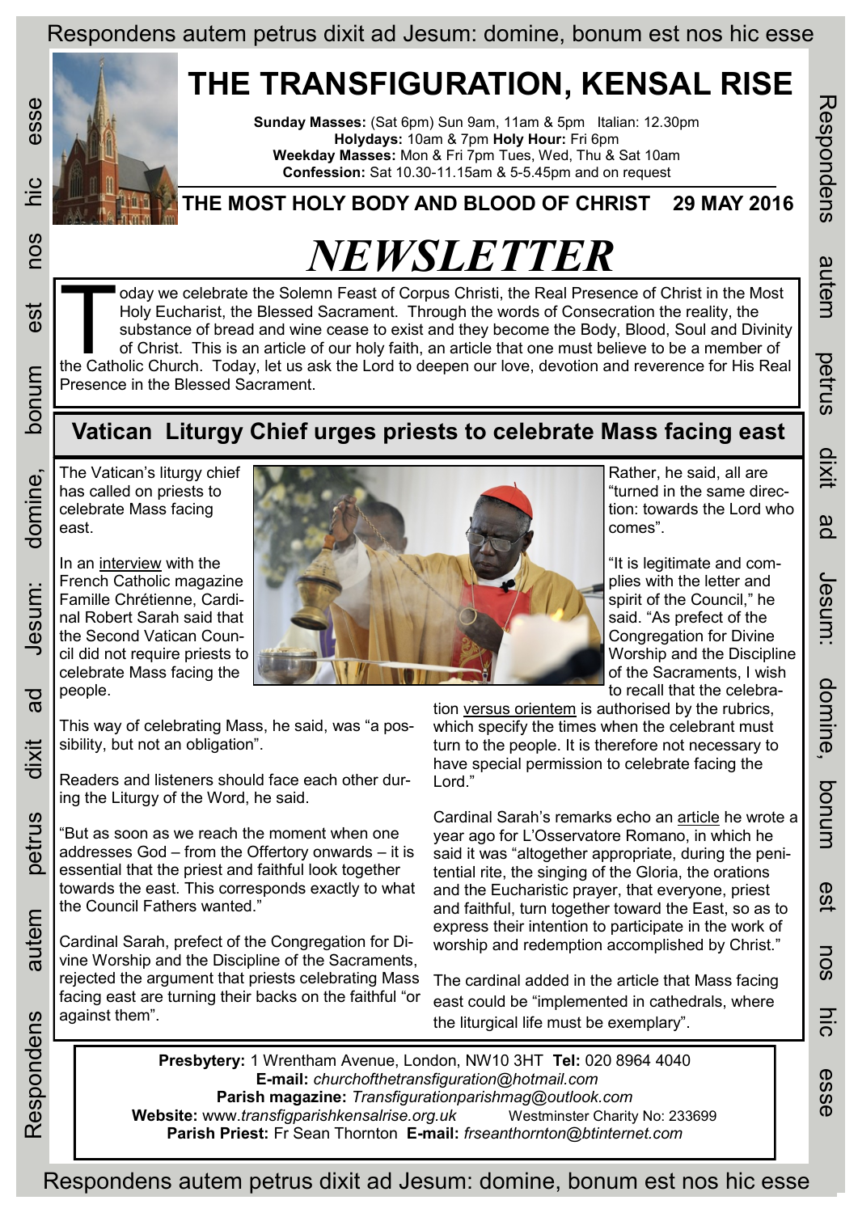Respondens autem petrus dixit ad Jesum: domine, bonum est nos hic esse

# THE TRANSFIGURATION, KENSAL RISE

**Sunday Masses:** (Sat 6pm) Sun 9am, 11am & 5pm Italian: 12.30pm
**Holydays:** 10am & 7pm **Holy Hour:** Fri 6pm
**Weekday Masses:** Mon & Fri 7pm Tues, Wed, Thu & Sat 10am
**Confession:** Sat 10.30-11.15am & 5-5.45pm and on request

## THE MOST HOLY BODY AND BLOOD OF CHRIST 29 MAY 2016

# *NEWSLETTER*

Today we celebrate the Solemn Feast of Corpus Christi, the Real Presence of Christ in the Most Holy Eucharist, the Blessed Sacrament. Through the words of Consecration the reality, the substance of bread and wine cease to exist and they become the Body, Blood, Soul and Divinity of Christ. This is an article of our holy faith, an article that one must believe to be a member of the Catholic Church. Today, let us ask the Lord to deepen our love, devotion and reverence for His Real Presence in the Blessed Sacrament.

## Vatican Liturgy Chief urges priests to celebrate Mass facing east

The Vatican's liturgy chief has called on priests to celebrate Mass facing east.

In an interview with the French Catholic magazine Famille Chrétienne, Cardinal Robert Sarah said that the Second Vatican Council did not require priests to celebrate Mass facing the people.

This way of celebrating Mass, he said, was "a possibility, but not an obligation".

Readers and listeners should face each other during the Liturgy of the Word, he said.

"But as soon as we reach the moment when one addresses God – from the Offertory onwards – it is essential that the priest and faithful look together towards the east. This corresponds exactly to what the Council Fathers wanted."

Cardinal Sarah, prefect of the Congregation for Divine Worship and the Discipline of the Sacraments, rejected the argument that priests celebrating Mass facing east are turning their backs on the faithful "or against them".

Rather, he said, all are "turned in the same direction: towards the Lord who comes".

"It is legitimate and complies with the letter and spirit of the Council," he said. "As prefect of the Congregation for Divine Worship and the Discipline of the Sacraments, I wish to recall that the celebration versus orientem is authorised by the rubrics, which specify the times when the celebrant must turn to the people. It is therefore not necessary to have special permission to celebrate facing the Lord."

Cardinal Sarah's remarks echo an article he wrote a year ago for L'Osservatore Romano, in which he said it was "altogether appropriate, during the penitential rite, the singing of the Gloria, the orations and the Eucharistic prayer, that everyone, priest and faithful, turn together toward the East, so as to express their intention to participate in the work of worship and redemption accomplished by Christ."

The cardinal added in the article that Mass facing east could be "implemented in cathedrals, where the liturgical life must be exemplary".

**Presbytery:** 1 Wrentham Avenue, London, NW10 3HT **Tel:** 020 8964 4040
**E-mail:** *churchofthetransfiguration@hotmail.com*
**Parish magazine:** *Transfigurationparishmag@outlook.com*
**Website:** www.*transfigparishkensalrise.org.uk* Westminster Charity No: 233699
**Parish Priest:** Fr Sean Thornton **E-mail:** *frseanthornton@btinternet.com*

Respondens autem petrus dixit ad Jesum: domine, bonum est nos hic esse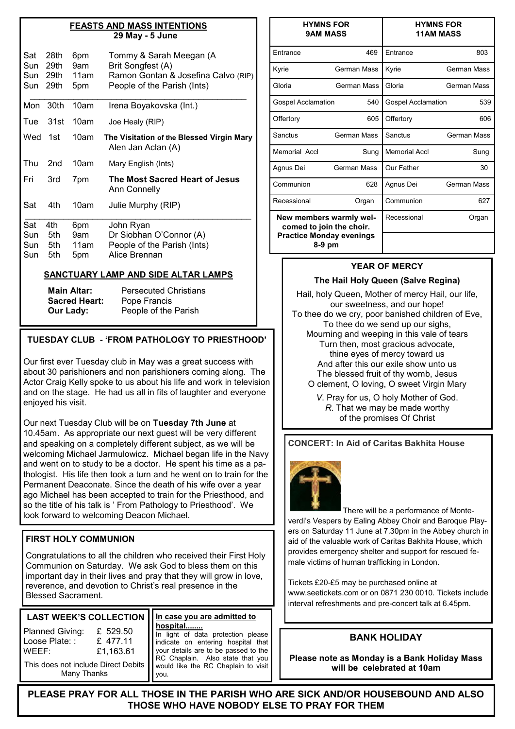## FEASTS AND MASS INTENTIONS

**29 May - 5 June**

| | | | |
|---|---|---|---|
| Sat | 28th | 6pm | Tommy & Sarah Meegan (A |
| Sun | 29th | 9am | Brit Songfest (A) |
| Sun | 29th | 11am | Ramon Gontan & Josefina Calvo (RIP) |
| Sun | 29th | 5pm | People of the Parish (Ints) |
| Mon | 30th | 10am | Irena Boyakovska (Int.) |
| Tue | 31st | 10am | Joe Healy (RIP) |
| Wed | 1st | 10am | **The Visitation of the Blessed Virgin Mary** Alen Jan Aclan (A) |
| Thu | 2nd | 10am | Mary English (Ints) |
| Fri | 3rd | 7pm | **The Most Sacred Heart of Jesus** Ann Connelly |
| Sat | 4th | 10am | Julie Murphy (RIP) |
| Sat | 4th | 6pm | John Ryan |
| Sun | 5th | 9am | Dr Siobhan O'Connor (A) |
| Sun | 5th | 11am | People of the Parish (Ints) |
| Sun | 5th | 5pm | Alice Brennan |

### SANCTUARY LAMP AND SIDE ALTAR LAMPS

**Main Altar:** Persecuted Christians
**Sacred Heart:** Pope Francis
**Our Lady:** People of the Parish

| HYMNS FOR 9AM MASS | | HYMNS FOR 11AM MASS | |
|---|---|---|---|
| Entrance | 469 | Entrance | 803 |
| Kyrie | German Mass | Kyrie | German Mass |
| Gloria | German Mass | Gloria | German Mass |
| Gospel Acclamation | 540 | Gospel Acclamation | 539 |
| Offertory | 605 | Offertory | 606 |
| Sanctus | German Mass | Sanctus | German Mass |
| Memorial Accl | Sung | Memorial Accl | Sung |
| Agnus Dei | German Mass | Our Father | 30 |
| Communion | 628 | Agnus Dei | German Mass |
| Recessional | Organ | Communion | 627 |
| | | Recessional | Organ |

**New members warmly welcomed to join the choir. Practice Monday evenings 8-9 pm**

## TUESDAY CLUB - 'FROM PATHOLOGY TO PRIESTHOOD'

Our first ever Tuesday club in May was a great success with about 30 parishioners and non parishioners coming along. The Actor Craig Kelly spoke to us about his life and work in television and on the stage. He had us all in fits of laughter and everyone enjoyed his visit.

Our next Tuesday Club will be on **Tuesday 7th June** at 10.45am. As appropriate our next guest will be very different and speaking on a completely different subject, as we will be welcoming Michael Jarmulowicz. Michael began life in the Navy and went on to study to be a doctor. He spent his time as a pathologist. His life then took a turn and he went on to train for the Permanent Deaconate. Since the death of his wife over a year ago Michael has been accepted to train for the Priesthood, and so the title of his talk is ' From Pathology to Priesthood'. We look forward to welcoming Deacon Michael.

## FIRST HOLY COMMUNION

Congratulations to all the children who received their First Holy Communion on Saturday. We ask God to bless them on this important day in their lives and pray that they will grow in love, reverence, and devotion to Christ's real presence in the Blessed Sacrament.

## LAST WEEK'S COLLECTION

| | |
|---|---|
| Planned Giving: | £ 529.50 |
| Loose Plate: : | £ 477.11 |
| WEEF: | £1,163.61 |

This does not include Direct Debits
Many Thanks

**In case you are admitted to hospital........**

In light of data protection please indicate on entering hospital that your details are to be passed to the RC Chaplain. Also state that you would like the RC Chaplain to visit you.

## YEAR OF MERCY

**The Hail Holy Queen (Salve Regina)**

Hail, holy Queen, Mother of mercy Hail, our life,
our sweetness, and our hope!
To thee do we cry, poor banished children of Eve,
To thee do we send up our sighs,
Mourning and weeping in this vale of tears
Turn then, most gracious advocate,
thine eyes of mercy toward us
And after this our exile show unto us
The blessed fruit of thy womb, Jesus
O clement, O loving, O sweet Virgin Mary

*V*. Pray for us, O holy Mother of God.
*R*. That we may be made worthy
of the promises Of Christ

## CONCERT: In Aid of Caritas Bakhita House

There will be a performance of Monteverdi's Vespers by Ealing Abbey Choir and Baroque Players on Saturday 11 June at 7.30pm in the Abbey church in aid of the valuable work of Caritas Bakhita House, which provides emergency shelter and support for rescued female victims of human trafficking in London.

Tickets £20-£5 may be purchased online at www.seetickets.com or on 0871 230 0010. Tickets include interval refreshments and pre-concert talk at 6.45pm.

## BANK HOLIDAY

**Please note as Monday is a Bank Holiday Mass will be celebrated at 10am**

**PLEASE PRAY FOR ALL THOSE IN THE PARISH WHO ARE SICK AND/OR HOUSEBOUND AND ALSO THOSE WHO HAVE NOBODY ELSE TO PRAY FOR THEM**